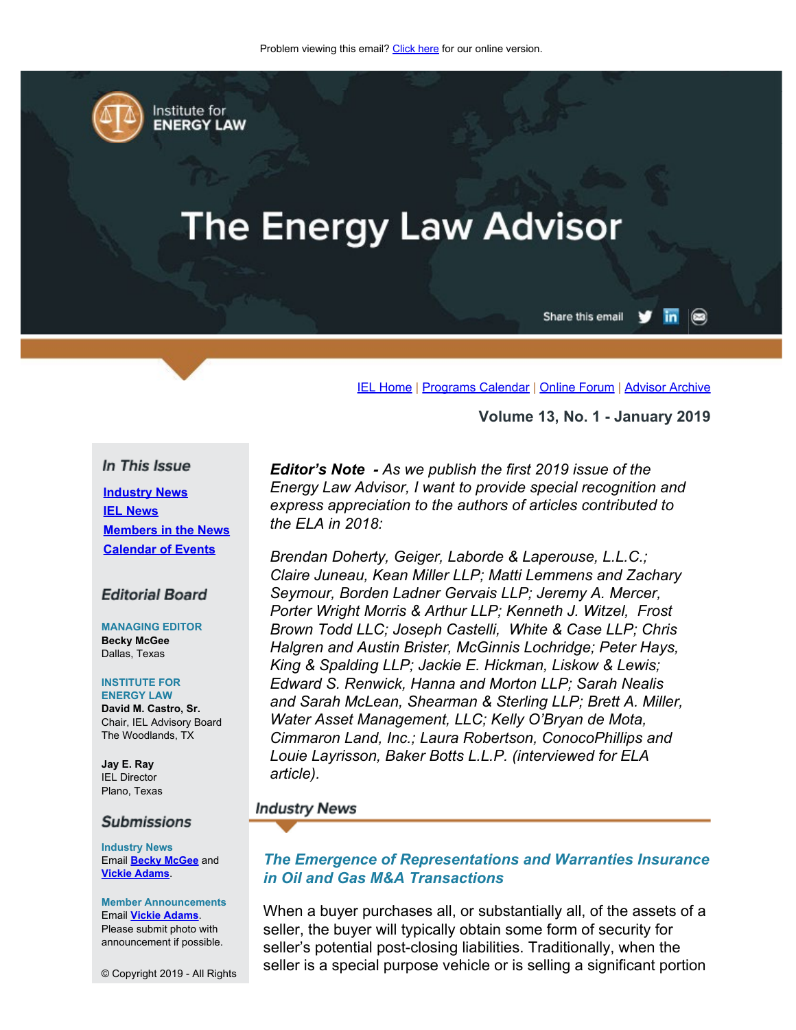Problem viewing this email? Click here for our online version.

Institute for ENERGY LAW

# The Energy Law Advisor

Share this email

IEL Home | Programs Calendar | Online Forum | Advisor Archive

**Volume 13, No. 1 - January 2019**

### In This Issue

- Industry News
- IEL News
- Members in the News
- Calendar of Events

### Editorial Board

**MANAGING EDITOR**
**Becky McGee**
Dallas, Texas

**INSTITUTE FOR ENERGY LAW**
**David M. Castro, Sr.**
Chair, IEL Advisory Board
The Woodlands, TX

**Jay E. Ray**
IEL Director
Plano, Texas

### Submissions

**Industry News**
Email Becky McGee and Vickie Adams.

**Member Announcements**
Email Vickie Adams.
Please submit photo with announcement if possible.

© Copyright 2019 - All Rights

***Editor's Note*** *- As we publish the first 2019 issue of the Energy Law Advisor, I want to provide special recognition and express appreciation to the authors of articles contributed to the ELA in 2018:*

*Brendan Doherty, Geiger, Laborde & Laperouse, L.L.C.; Claire Juneau, Kean Miller LLP; Matti Lemmens and Zachary Seymour, Borden Ladner Gervais LLP; Jeremy A. Mercer, Porter Wright Morris & Arthur LLP; Kenneth J. Witzel, Frost Brown Todd LLC; Joseph Castelli, White & Case LLP; Chris Halgren and Austin Brister, McGinnis Lochridge; Peter Hays, King & Spalding LLP; Jackie E. Hickman, Liskow & Lewis; Edward S. Renwick, Hanna and Morton LLP; Sarah Nealis and Sarah McLean, Shearman & Sterling LLP; Brett A. Miller, Water Asset Management, LLC; Kelly O'Bryan de Mota, Cimmaron Land, Inc.; Laura Robertson, ConocoPhillips and Louie Layrisson, Baker Botts L.L.P. (interviewed for ELA article).*

## Industry News

### *The Emergence of Representations and Warranties Insurance in Oil and Gas M&A Transactions*

When a buyer purchases all, or substantially all, of the assets of a seller, the buyer will typically obtain some form of security for seller's potential post-closing liabilities. Traditionally, when the seller is a special purpose vehicle or is selling a significant portion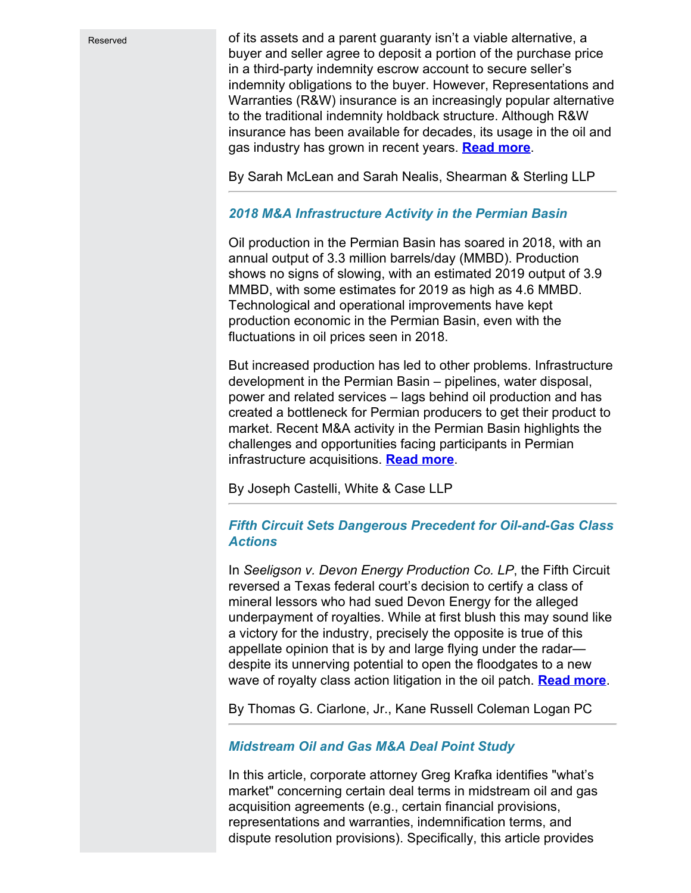Reserved

of its assets and a parent guaranty isn't a viable alternative, a buyer and seller agree to deposit a portion of the purchase price in a third-party indemnity escrow account to secure seller's indemnity obligations to the buyer. However, Representations and Warranties (R&W) insurance is an increasingly popular alternative to the traditional indemnity holdback structure. Although R&W insurance has been available for decades, its usage in the oil and gas industry has grown in recent years. **Read more**.

By Sarah McLean and Sarah Nealis, Shearman & Sterling LLP

---

### *2018 M&A Infrastructure Activity in the Permian Basin*

Oil production in the Permian Basin has soared in 2018, with an annual output of 3.3 million barrels/day (MMBD). Production shows no signs of slowing, with an estimated 2019 output of 3.9 MMBD, with some estimates for 2019 as high as 4.6 MMBD. Technological and operational improvements have kept production economic in the Permian Basin, even with the fluctuations in oil prices seen in 2018.

But increased production has led to other problems. Infrastructure development in the Permian Basin – pipelines, water disposal, power and related services – lags behind oil production and has created a bottleneck for Permian producers to get their product to market. Recent M&A activity in the Permian Basin highlights the challenges and opportunities facing participants in Permian infrastructure acquisitions. **Read more**.

By Joseph Castelli, White & Case LLP

---

### *Fifth Circuit Sets Dangerous Precedent for Oil-and-Gas Class Actions*

In *Seeligson v. Devon Energy Production Co. LP*, the Fifth Circuit reversed a Texas federal court's decision to certify a class of mineral lessors who had sued Devon Energy for the alleged underpayment of royalties. While at first blush this may sound like a victory for the industry, precisely the opposite is true of this appellate opinion that is by and large flying under the radar—despite its unnerving potential to open the floodgates to a new wave of royalty class action litigation in the oil patch. **Read more**.

By Thomas G. Ciarlone, Jr., Kane Russell Coleman Logan PC

---

### *Midstream Oil and Gas M&A Deal Point Study*

In this article, corporate attorney Greg Krafka identifies "what's market" concerning certain deal terms in midstream oil and gas acquisition agreements (e.g., certain financial provisions, representations and warranties, indemnification terms, and dispute resolution provisions). Specifically, this article provides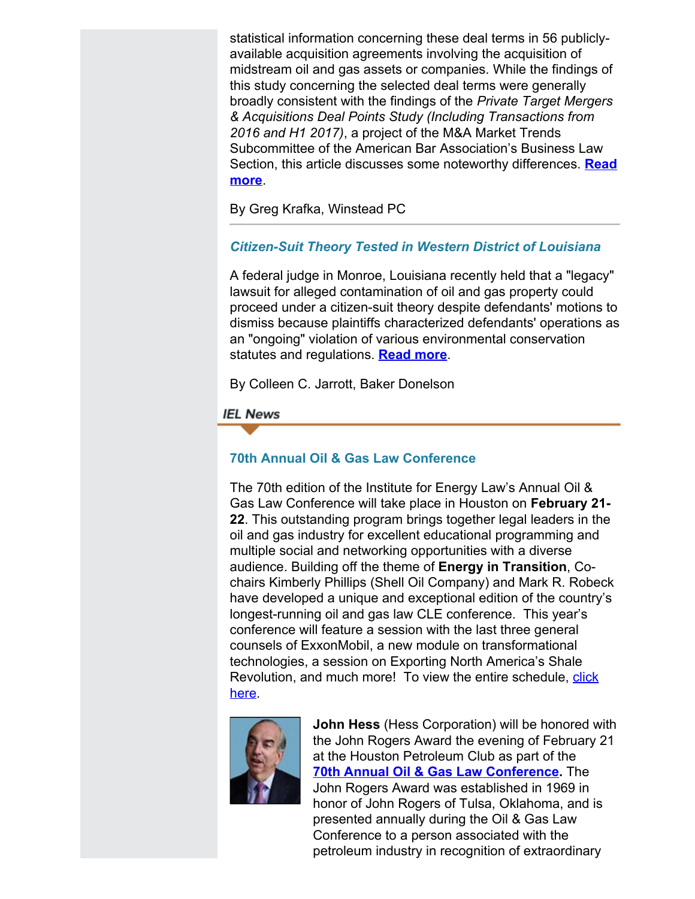statistical information concerning these deal terms in 56 publicly-available acquisition agreements involving the acquisition of midstream oil and gas assets or companies. While the findings of this study concerning the selected deal terms were generally broadly consistent with the findings of the *Private Target Mergers & Acquisitions Deal Points Study (Including Transactions from 2016 and H1 2017)*, a project of the M&A Market Trends Subcommittee of the American Bar Association's Business Law Section, this article discusses some noteworthy differences. **Read more**.

By Greg Krafka, Winstead PC

---

### *Citizen-Suit Theory Tested in Western District of Louisiana*

A federal judge in Monroe, Louisiana recently held that a "legacy" lawsuit for alleged contamination of oil and gas property could proceed under a citizen-suit theory despite defendants' motions to dismiss because plaintiffs characterized defendants' operations as an "ongoing" violation of various environmental conservation statutes and regulations. **Read more**.

By Colleen C. Jarrott, Baker Donelson

## *IEL News*

### 70th Annual Oil & Gas Law Conference

The 70th edition of the Institute for Energy Law's Annual Oil & Gas Law Conference will take place in Houston on **February 21-22**. This outstanding program brings together legal leaders in the oil and gas industry for excellent educational programming and multiple social and networking opportunities with a diverse audience. Building off the theme of **Energy in Transition**, Co-chairs Kimberly Phillips (Shell Oil Company) and Mark R. Robeck have developed a unique and exceptional edition of the country's longest-running oil and gas law CLE conference. This year's conference will feature a session with the last three general counsels of ExxonMobil, a new module on transformational technologies, a session on Exporting North America's Shale Revolution, and much more! To view the entire schedule, click here.

**John Hess** (Hess Corporation) will be honored with the John Rogers Award the evening of February 21 at the Houston Petroleum Club as part of the **70th Annual Oil & Gas Law Conference.** The John Rogers Award was established in 1969 in honor of John Rogers of Tulsa, Oklahoma, and is presented annually during the Oil & Gas Law Conference to a person associated with the petroleum industry in recognition of extraordinary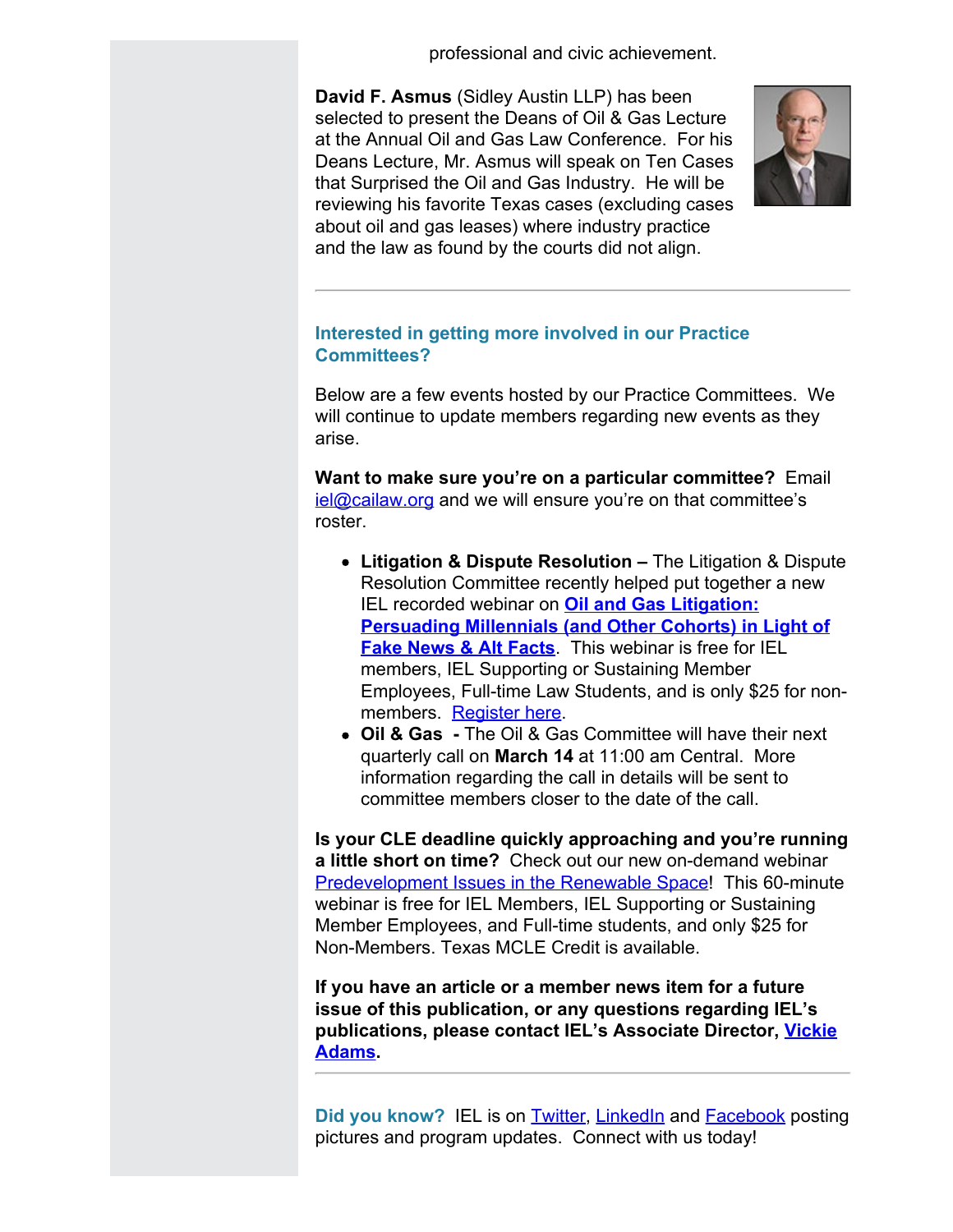professional and civic achievement.

**David F. Asmus** (Sidley Austin LLP) has been selected to present the Deans of Oil & Gas Lecture at the Annual Oil and Gas Law Conference. For his Deans Lecture, Mr. Asmus will speak on Ten Cases that Surprised the Oil and Gas Industry. He will be reviewing his favorite Texas cases (excluding cases about oil and gas leases) where industry practice and the law as found by the courts did not align.

---

### Interested in getting more involved in our Practice Committees?

Below are a few events hosted by our Practice Committees. We will continue to update members regarding new events as they arise.

**Want to make sure you're on a particular committee?** Email iel@cailaw.org and we will ensure you're on that committee's roster.

- **Litigation & Dispute Resolution –** The Litigation & Dispute Resolution Committee recently helped put together a new IEL recorded webinar on **Oil and Gas Litigation: Persuading Millennials (and Other Cohorts) in Light of Fake News & Alt Facts**. This webinar is free for IEL members, IEL Supporting or Sustaining Member Employees, Full-time Law Students, and is only $25 for non-members. Register here.
- **Oil & Gas -** The Oil & Gas Committee will have their next quarterly call on **March 14** at 11:00 am Central. More information regarding the call in details will be sent to committee members closer to the date of the call.

**Is your CLE deadline quickly approaching and you're running a little short on time?** Check out our new on-demand webinar Predevelopment Issues in the Renewable Space! This 60-minute webinar is free for IEL Members, IEL Supporting or Sustaining Member Employees, and Full-time students, and only $25 for Non-Members. Texas MCLE Credit is available.

**If you have an article or a member news item for a future issue of this publication, or any questions regarding IEL's publications, please contact IEL's Associate Director, Vickie Adams.**

---

**Did you know?** IEL is on Twitter, LinkedIn and Facebook posting pictures and program updates. Connect with us today!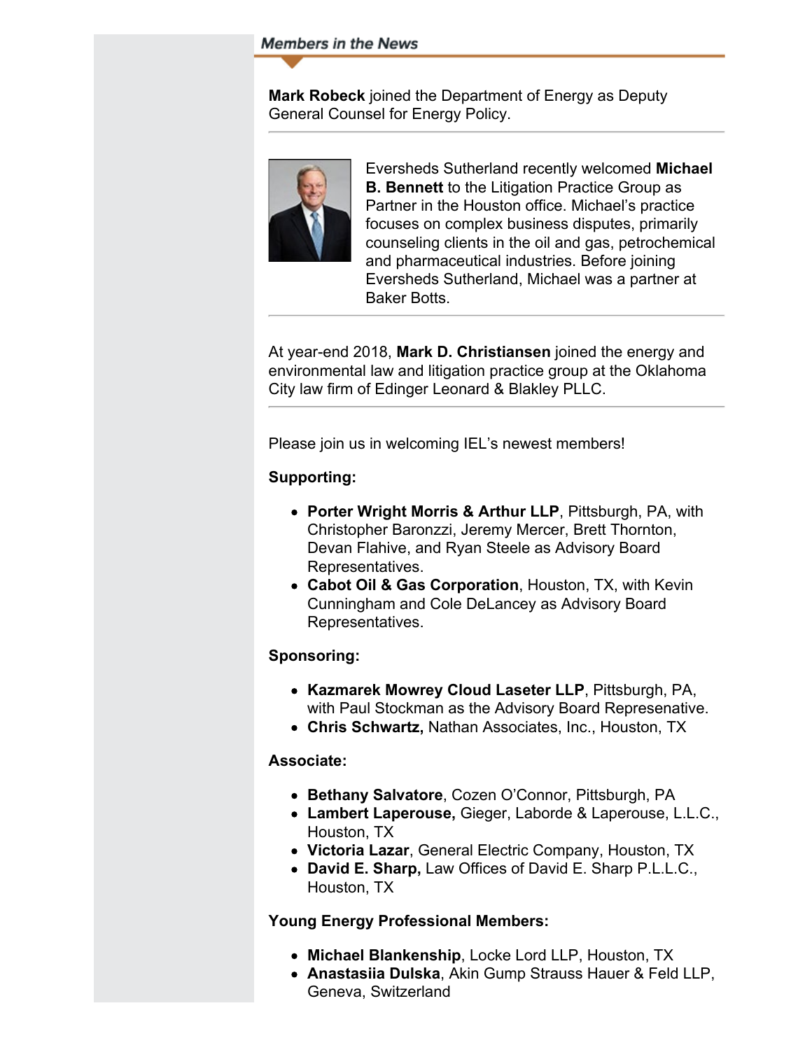## Members in the News

**Mark Robeck** joined the Department of Energy as Deputy General Counsel for Energy Policy.

---

Eversheds Sutherland recently welcomed **Michael B. Bennett** to the Litigation Practice Group as Partner in the Houston office. Michael's practice focuses on complex business disputes, primarily counseling clients in the oil and gas, petrochemical and pharmaceutical industries. Before joining Eversheds Sutherland, Michael was a partner at Baker Botts.

---

At year-end 2018, **Mark D. Christiansen** joined the energy and environmental law and litigation practice group at the Oklahoma City law firm of Edinger Leonard & Blakley PLLC.

---

Please join us in welcoming IEL's newest members!

**Supporting:**

- **Porter Wright Morris & Arthur LLP**, Pittsburgh, PA, with Christopher Baronzzi, Jeremy Mercer, Brett Thornton, Devan Flahive, and Ryan Steele as Advisory Board Representatives.
- **Cabot Oil & Gas Corporation**, Houston, TX, with Kevin Cunningham and Cole DeLancey as Advisory Board Representatives.

**Sponsoring:**

- **Kazmarek Mowrey Cloud Laseter LLP**, Pittsburgh, PA, with Paul Stockman as the Advisory Board Represenative.
- **Chris Schwartz,** Nathan Associates, Inc., Houston, TX

**Associate:**

- **Bethany Salvatore**, Cozen O'Connor, Pittsburgh, PA
- **Lambert Laperouse,** Gieger, Laborde & Laperouse, L.L.C., Houston, TX
- **Victoria Lazar**, General Electric Company, Houston, TX
- **David E. Sharp,** Law Offices of David E. Sharp P.L.L.C., Houston, TX

**Young Energy Professional Members:**

- **Michael Blankenship**, Locke Lord LLP, Houston, TX
- **Anastasiia Dulska**, Akin Gump Strauss Hauer & Feld LLP, Geneva, Switzerland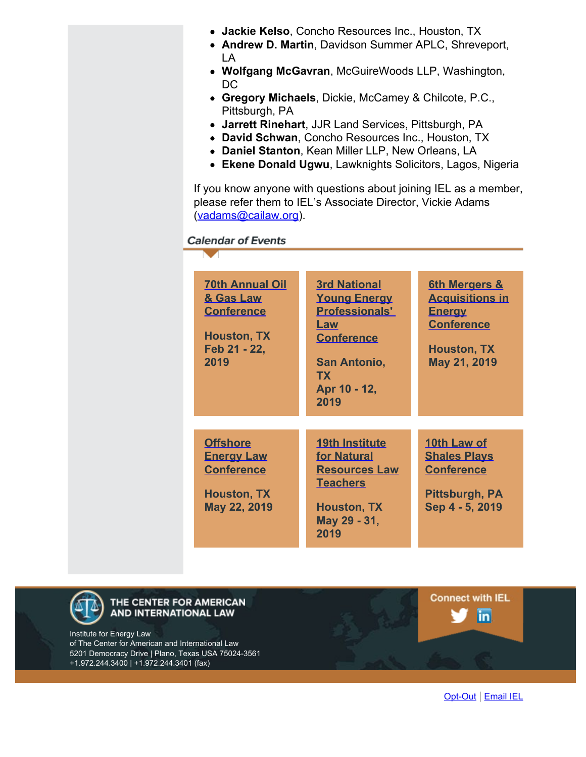- **Jackie Kelso**, Concho Resources Inc., Houston, TX
- **Andrew D. Martin**, Davidson Summer APLC, Shreveport, LA
- **Wolfgang McGavran**, McGuireWoods LLP, Washington, DC
- **Gregory Michaels**, Dickie, McCamey & Chilcote, P.C., Pittsburgh, PA
- **Jarrett Rinehart**, JJR Land Services, Pittsburgh, PA
- **David Schwan**, Concho Resources Inc., Houston, TX
- **Daniel Stanton**, Kean Miller LLP, New Orleans, LA
- **Ekene Donald Ugwu**, Lawknights Solicitors, Lagos, Nigeria

If you know anyone with questions about joining IEL as a member, please refer them to IEL's Associate Director, Vickie Adams (vadams@cailaw.org).

## *Calendar of Events*

**70th Annual Oil & Gas Law Conference**
**Houston, TX**
**Feb 21 - 22, 2019**

**3rd National Young Energy Professionals' Law Conference**
**San Antonio, TX**
**Apr 10 - 12, 2019**

**6th Mergers & Acquisitions in Energy Conference**
**Houston, TX**
**May 21, 2019**

**Offshore Energy Law Conference**
**Houston, TX**
**May 22, 2019**

**19th Institute for Natural Resources Law Teachers**
**Houston, TX**
**May 29 - 31, 2019**

**10th Law of Shales Plays Conference**
**Pittsburgh, PA**
**Sep 4 - 5, 2019**

**THE CENTER FOR AMERICAN AND INTERNATIONAL LAW**

Institute for Energy Law
of The Center for American and International Law
5201 Democracy Drive | Plano, Texas USA 75024-3561
+1.972.244.3400 | +1.972.244.3401 (fax)

Connect with IEL

Opt-Out | Email IEL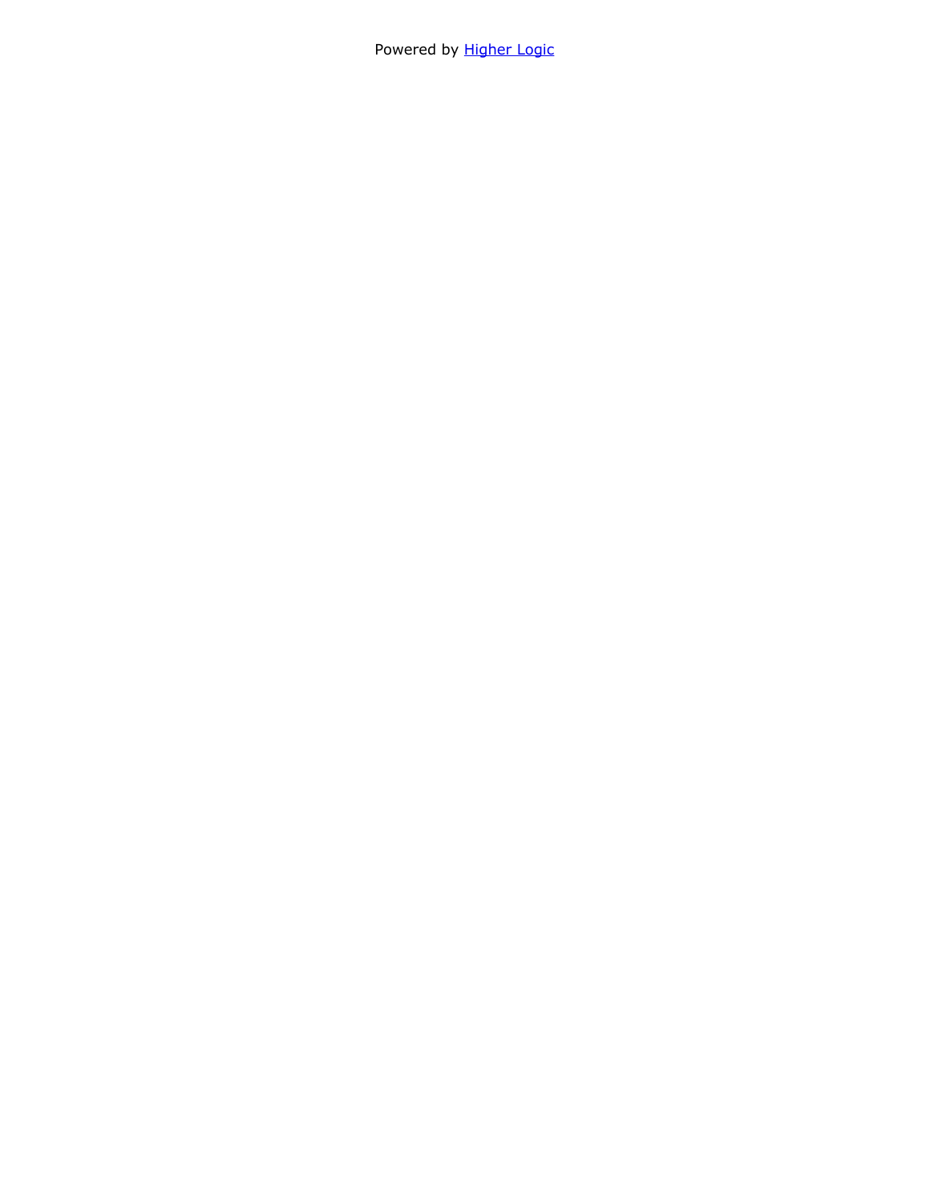Powered by [Higher Logic]